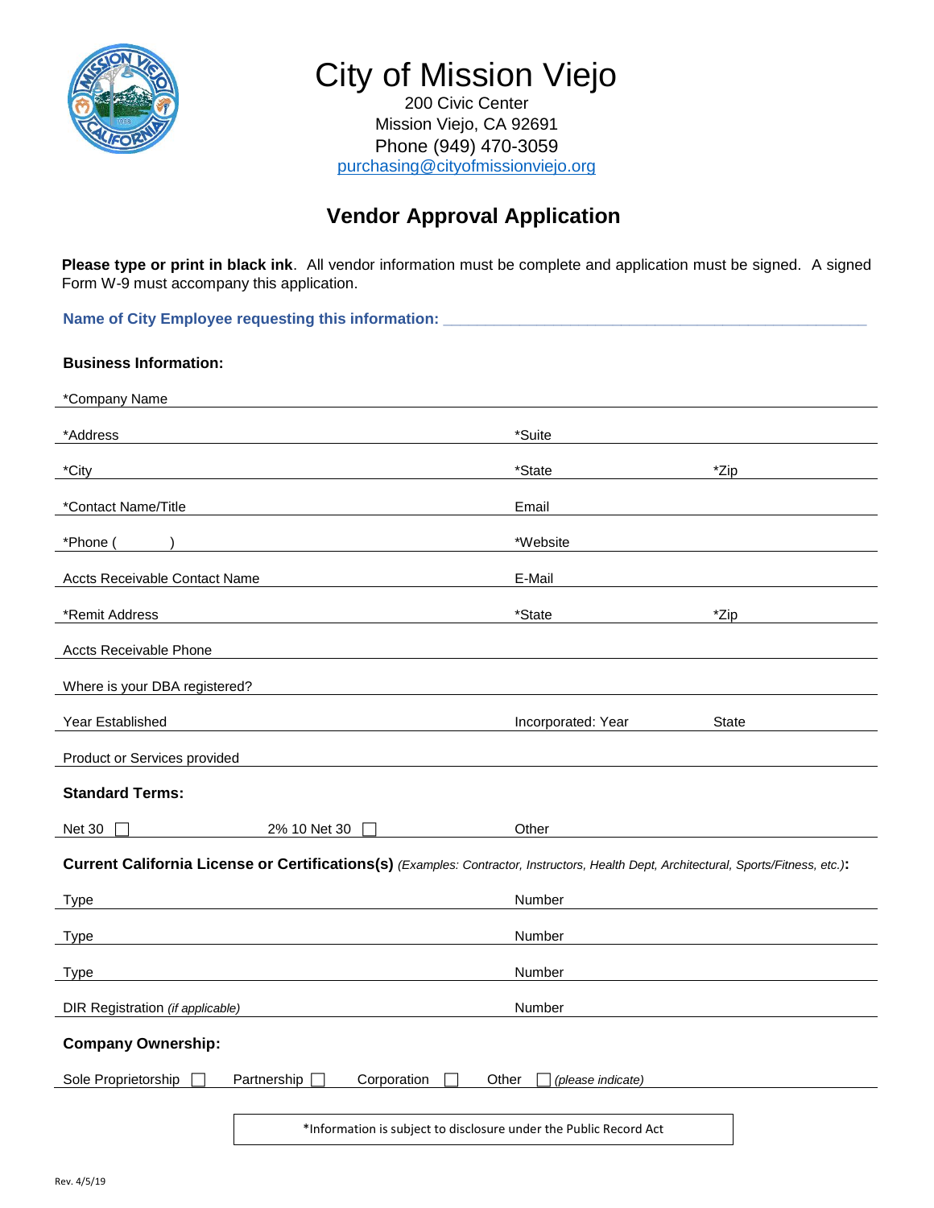# City of Mission Viejo

200 Civic Center
Mission Viejo, CA 92691
Phone (949) 470-3059
purchasing@cityofmissionviejo.org

## Vendor Approval Application

**Please type or print in black ink**. All vendor information must be complete and application must be signed. A signed Form W-9 must accompany this application.

**Name of City Employee requesting this information:** ____________________________________________

### Business Information:

*Company Name ______________________________________________

*Address ______________________________ *Suite ______________________________

*City ______________________________ *State ______________ *Zip ______________

*Contact Name/Title ______________________________ Email ______________________________

*Phone ( ) ______________________________ *Website ______________________________

Accts Receivable Contact Name ______________________________ E-Mail ______________________________

*Remit Address ______________________________ *State ______________ *Zip ______________

Accts Receivable Phone ______________________________

Where is your DBA registered? ______________________________

Year Established ______________________________ Incorporated: Year ______________ State ______________

Product or Services provided ______________________________

### Standard Terms:

Net 30 ☐ 2% 10 Net 30 ☐ Other ______________________________

**Current California License or Certifications(s)** *(Examples: Contractor, Instructors, Health Dept, Architectural, Sports/Fitness, etc.)***:**

Type ______________________________ Number ______________________________

Type ______________________________ Number ______________________________

Type ______________________________ Number ______________________________

DIR Registration *(if applicable)* ______________________________ Number ______________________________

### Company Ownership:

Sole Proprietorship ☐ Partnership ☐ Corporation ☐ Other ☐ *(please indicate)* ______________________________

*Information is subject to disclosure under the Public Record Act

Rev. 4/5/19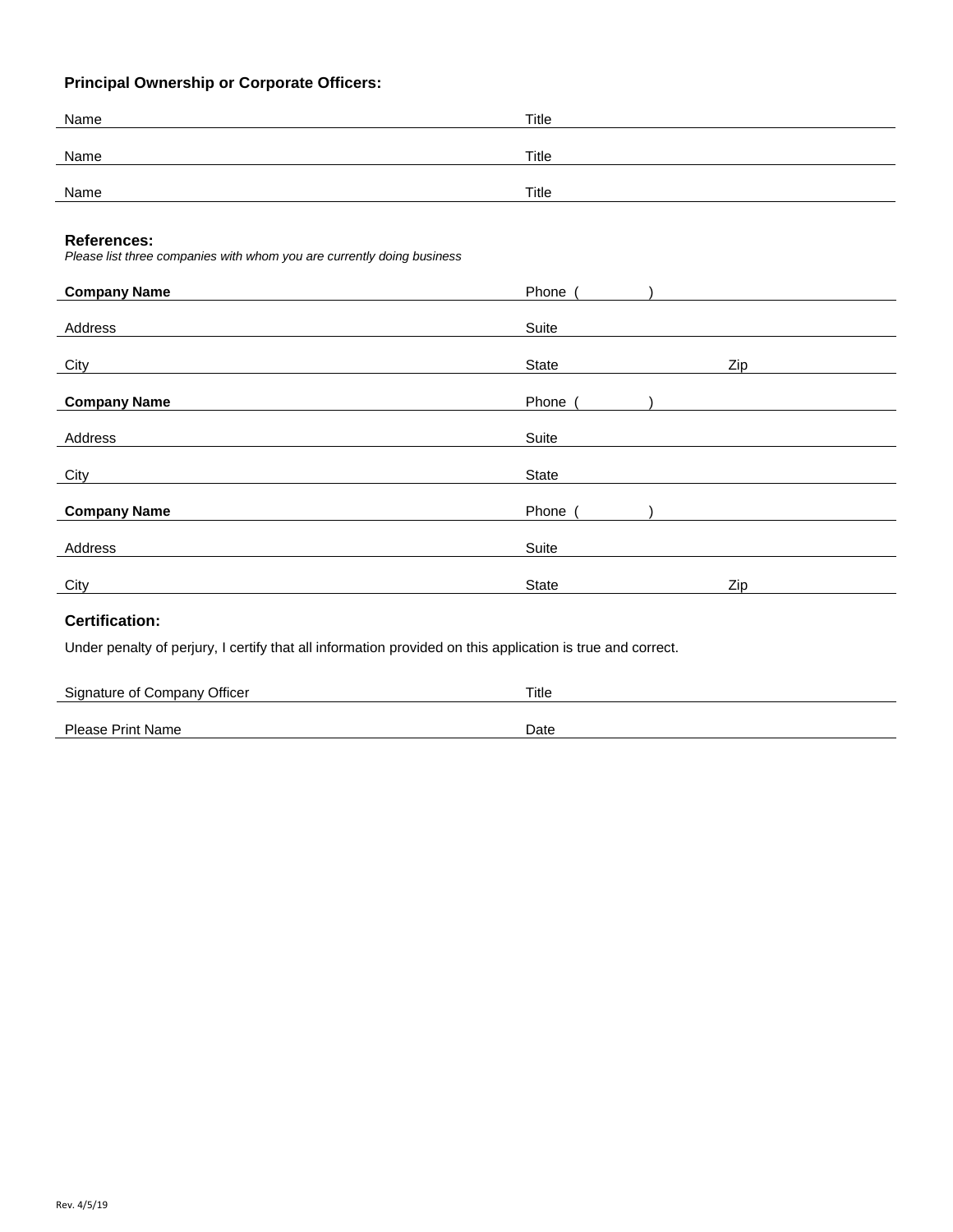**Principal Ownership or Corporate Officers:**

Name ______________________________ Title ______________________________

Name ______________________________ Title ______________________________

Name ______________________________ Title ______________________________

**References:**
*Please list three companies with whom you are currently doing business*

**Company Name** ______________________________ Phone ( ) ______________________________

Address ______________________________ Suite ______________________________

City ______________________________ State ______________ Zip ______________

**Company Name** ______________________________ Phone ( ) ______________________________

Address ______________________________ Suite ______________________________

City ______________________________ State ______________________________

**Company Name** ______________________________ Phone ( ) ______________________________

Address ______________________________ Suite ______________________________

City ______________________________ State ______________ Zip ______________

**Certification:**

Under penalty of perjury, I certify that all information provided on this application is true and correct.

Signature of Company Officer ______________________________ Title ______________________________

Please Print Name ______________________________ Date ______________________________

Rev. 4/5/19